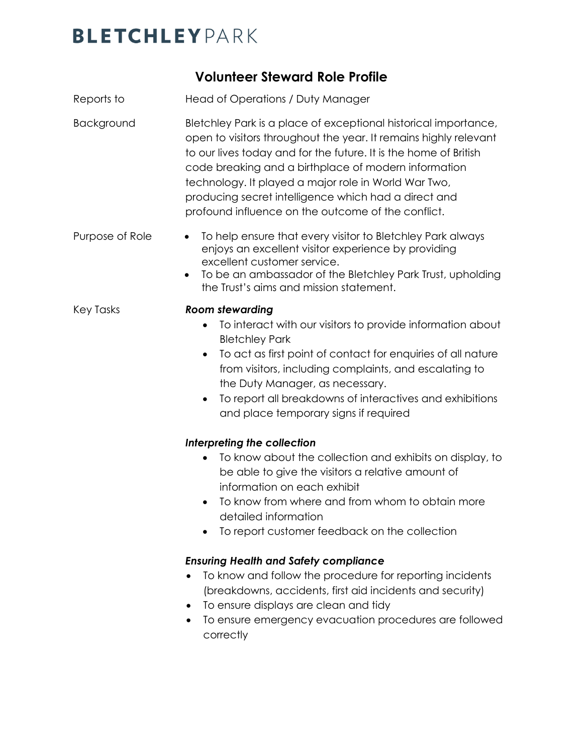# BLETCHLEY PARK

## Volunteer Steward Role Profile

**Reports to**

Head of Operations / Duty Manager

**Background**

Bletchley Park is a place of exceptional historical importance, open to visitors throughout the year. It remains highly relevant to our lives today and for the future. It is the home of British code breaking and a birthplace of modern information technology. It played a major role in World War Two, producing secret intelligence which had a direct and profound influence on the outcome of the conflict.

**Purpose of Role**

- To help ensure that every visitor to Bletchley Park always enjoys an excellent visitor experience by providing excellent customer service.
- To be an ambassador of the Bletchley Park Trust, upholding the Trust's aims and mission statement.

**Key Tasks**

***Room stewarding***

- To interact with our visitors to provide information about Bletchley Park
- To act as first point of contact for enquiries of all nature from visitors, including complaints, and escalating to the Duty Manager, as necessary.
- To report all breakdowns of interactives and exhibitions and place temporary signs if required

***Interpreting the collection***

- To know about the collection and exhibits on display, to be able to give the visitors a relative amount of information on each exhibit
- To know from where and from whom to obtain more detailed information
- To report customer feedback on the collection

***Ensuring Health and Safety compliance***

- To know and follow the procedure for reporting incidents (breakdowns, accidents, first aid incidents and security)
- To ensure displays are clean and tidy
- To ensure emergency evacuation procedures are followed correctly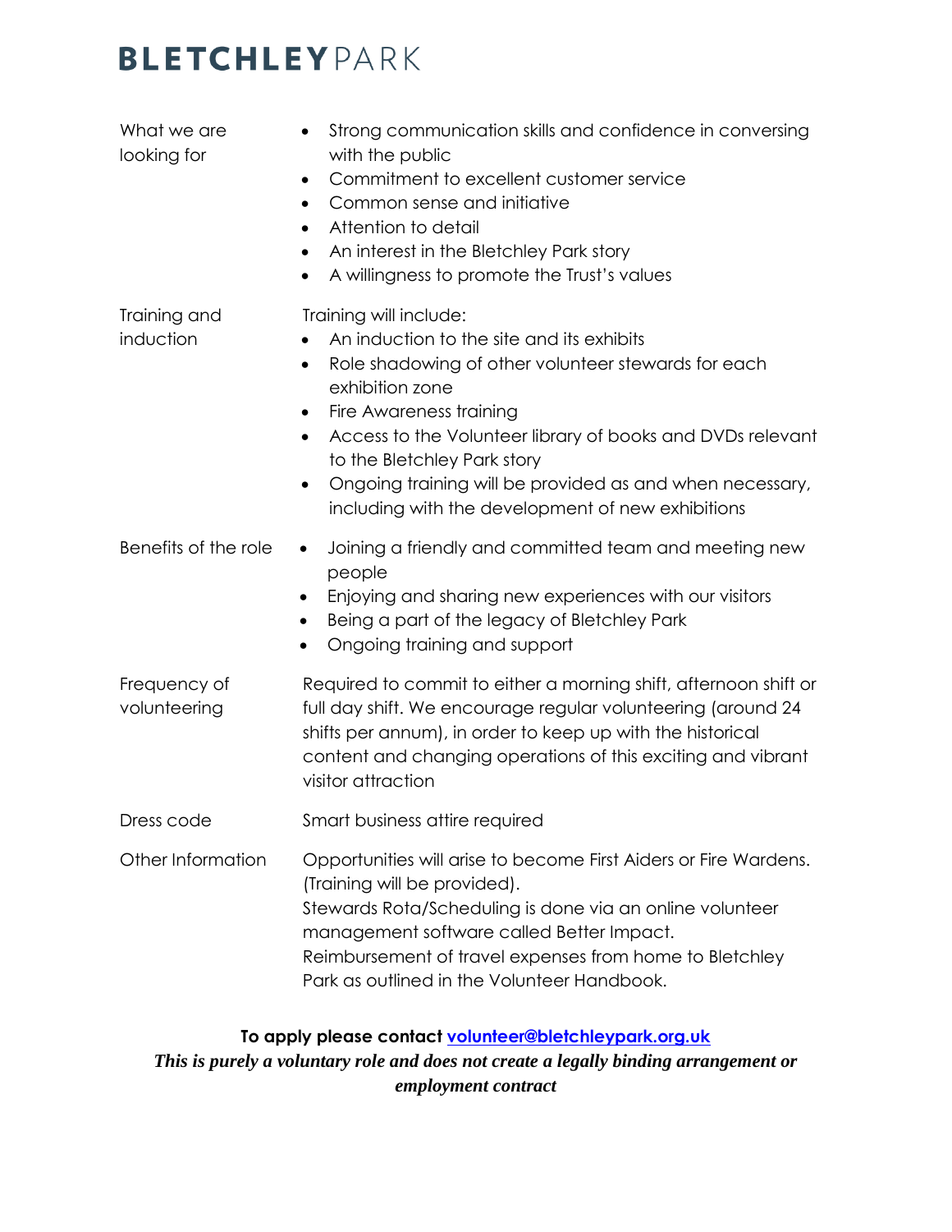**BLETCHLEY**PARK

| | |
|---|---|
| What we are looking for | • Strong communication skills and confidence in conversing with the public<br>• Commitment to excellent customer service<br>• Common sense and initiative<br>• Attention to detail<br>• An interest in the Bletchley Park story<br>• A willingness to promote the Trust's values |
| Training and induction | Training will include:<br>• An induction to the site and its exhibits<br>• Role shadowing of other volunteer stewards for each exhibition zone<br>• Fire Awareness training<br>• Access to the Volunteer library of books and DVDs relevant to the Bletchley Park story<br>• Ongoing training will be provided as and when necessary, including with the development of new exhibitions |
| Benefits of the role | • Joining a friendly and committed team and meeting new people<br>• Enjoying and sharing new experiences with our visitors<br>• Being a part of the legacy of Bletchley Park<br>• Ongoing training and support |
| Frequency of volunteering | Required to commit to either a morning shift, afternoon shift or full day shift. We encourage regular volunteering (around 24 shifts per annum), in order to keep up with the historical content and changing operations of this exciting and vibrant visitor attraction |
| Dress code | Smart business attire required |
| Other Information | Opportunities will arise to become First Aiders or Fire Wardens. (Training will be provided).<br>Stewards Rota/Scheduling is done via an online volunteer management software called Better Impact.<br>Reimbursement of travel expenses from home to Bletchley Park as outlined in the Volunteer Handbook. |

**To apply please contact volunteer@bletchleypark.org.uk**

***This is purely a voluntary role and does not create a legally binding arrangement or employment contract***